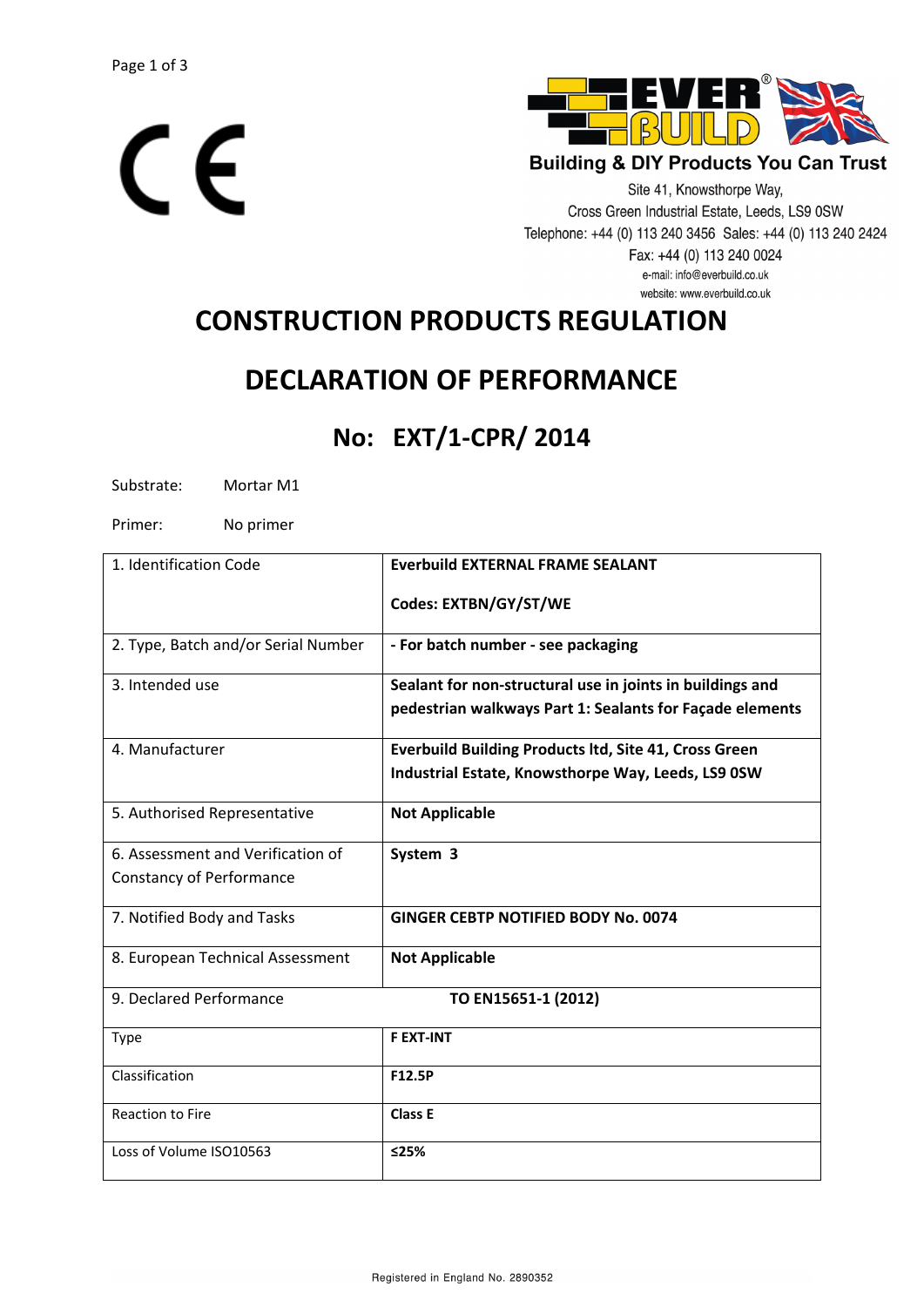CE

**EVER BUILD**®

**Building & DIY Products You Can Trust**

Site 41, Knowsthorpe Way,
Cross Green Industrial Estate, Leeds, LS9 0SW
Telephone: +44 (0) 113 240 3456 Sales: +44 (0) 113 240 2424
Fax: +44 (0) 113 240 0024
e-mail: info@everbuild.co.uk
website: www.everbuild.co.uk

# CONSTRUCTION PRODUCTS REGULATION

# DECLARATION OF PERFORMANCE

## No: EXT/1-CPR/ 2014

Substrate: Mortar M1

Primer: No primer

| 1. Identification Code | **Everbuild EXTERNAL FRAME SEALANT**<br><br>**Codes: EXTBN/GY/ST/WE** |
|---|---|
| 2. Type, Batch and/or Serial Number | **- For batch number - see packaging** |
| 3. Intended use | **Sealant for non-structural use in joints in buildings and pedestrian walkways Part 1: Sealants for Façade elements** |
| 4. Manufacturer | **Everbuild Building Products ltd, Site 41, Cross Green Industrial Estate, Knowsthorpe Way, Leeds, LS9 0SW** |
| 5. Authorised Representative | **Not Applicable** |
| 6. Assessment and Verification of Constancy of Performance | **System 3** |
| 7. Notified Body and Tasks | **GINGER CEBTP NOTIFIED BODY No. 0074** |
| 8. European Technical Assessment | **Not Applicable** |
| 9. Declared Performance | **TO EN15651-1 (2012)** |
| Type | **F EXT-INT** |
| Classification | **F12.5P** |
| Reaction to Fire | **Class E** |
| Loss of Volume ISO10563 | **≤25%** |

Registered in England No. 2890352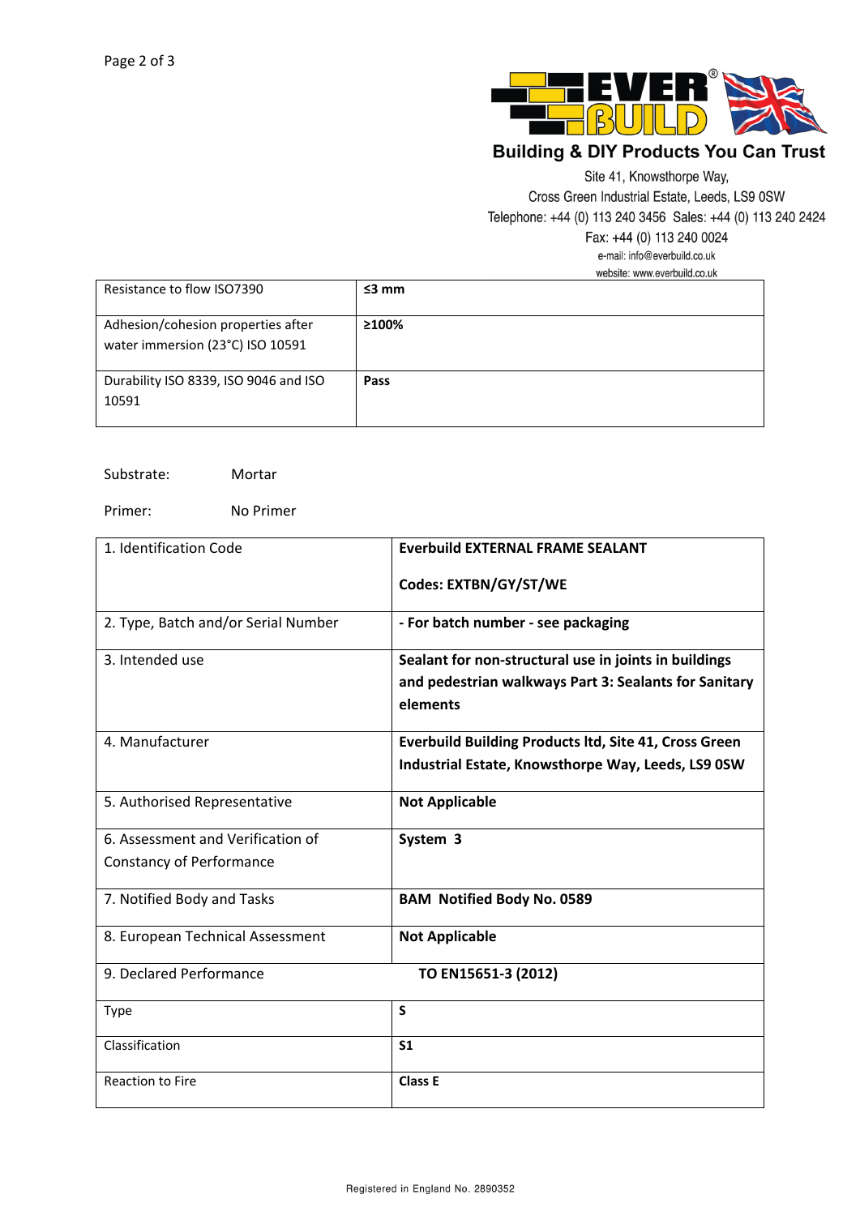Building & DIY Products You Can Trust

Site 41, Knowsthorpe Way,
Cross Green Industrial Estate, Leeds, LS9 0SW
Telephone: +44 (0) 113 240 3456 Sales: +44 (0) 113 240 2424
Fax: +44 (0) 113 240 0024
e-mail: info@everbuild.co.uk
website: www.everbuild.co.uk

| | |
|---|---|
| Resistance to flow ISO7390 | **≤3 mm** |
| Adhesion/cohesion properties after water immersion (23°C) ISO 10591 | **≥100%** |
| Durability ISO 8339, ISO 9046 and ISO 10591 | **Pass** |

Substrate: Mortar

Primer: No Primer

| | |
|---|---|
| 1. Identification Code | **Everbuild EXTERNAL FRAME SEALANT**<br>**Codes: EXTBN/GY/ST/WE** |
| 2. Type, Batch and/or Serial Number | **- For batch number - see packaging** |
| 3. Intended use | **Sealant for non-structural use in joints in buildings and pedestrian walkways Part 3: Sealants for Sanitary elements** |
| 4. Manufacturer | **Everbuild Building Products ltd, Site 41, Cross Green Industrial Estate, Knowsthorpe Way, Leeds, LS9 0SW** |
| 5. Authorised Representative | **Not Applicable** |
| 6. Assessment and Verification of Constancy of Performance | **System 3** |
| 7. Notified Body and Tasks | **BAM Notified Body No. 0589** |
| 8. European Technical Assessment | **Not Applicable** |
| 9. Declared Performance | **TO EN15651-3 (2012)** |
| Type | **S** |
| Classification | **S1** |
| Reaction to Fire | **Class E** |

Registered in England No. 2890352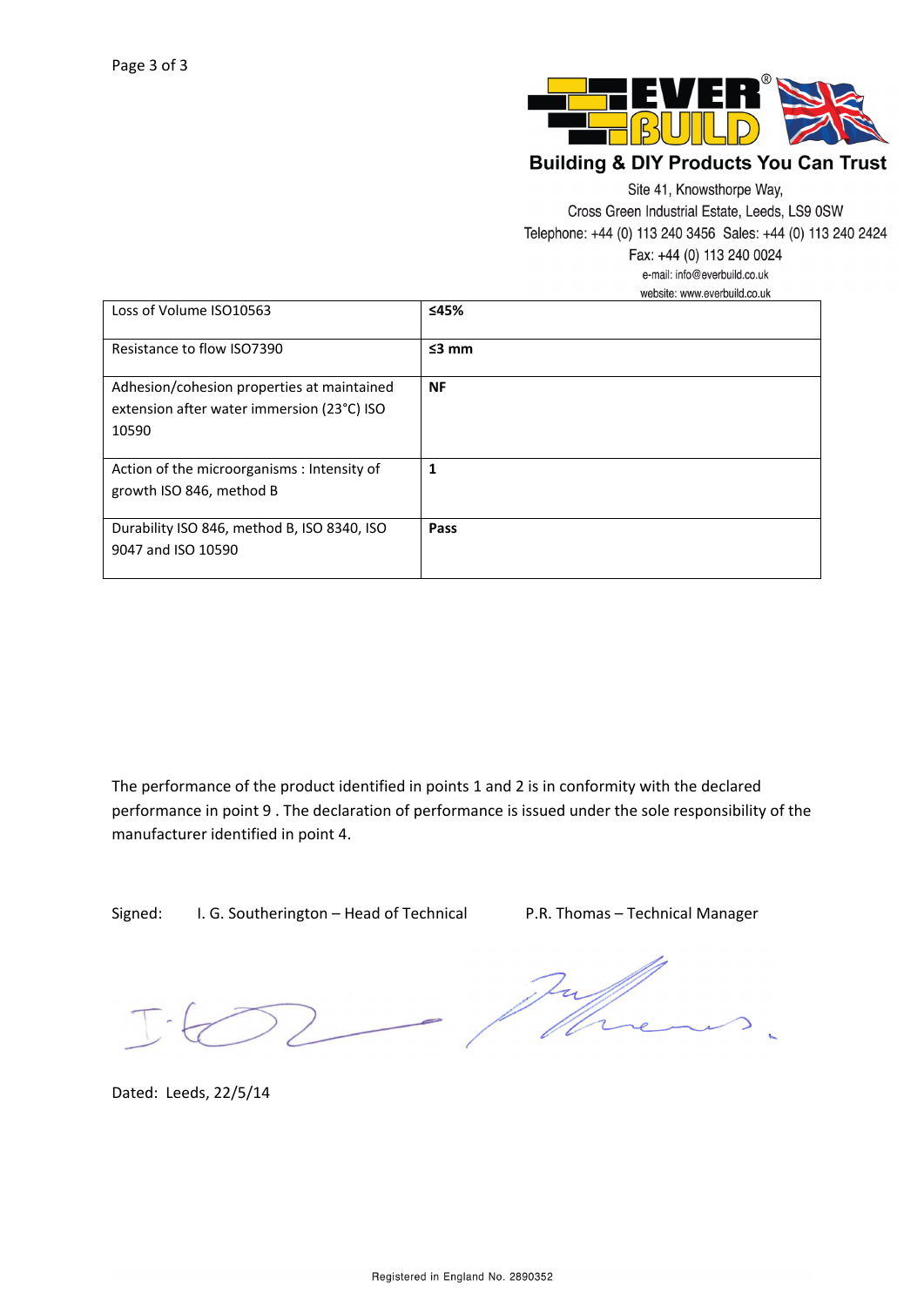Building & DIY Products You Can Trust

Site 41, Knowsthorpe Way,
Cross Green Industrial Estate, Leeds, LS9 0SW
Telephone: +44 (0) 113 240 3456 Sales: +44 (0) 113 240 2424
Fax: +44 (0) 113 240 0024
e-mail: info@everbuild.co.uk
website: www.everbuild.co.uk

| | |
|---|---|
| Loss of Volume ISO10563 | **≤45%** |
| Resistance to flow ISO7390 | **≤3 mm** |
| Adhesion/cohesion properties at maintained extension after water immersion (23°C) ISO 10590 | **NF** |
| Action of the microorganisms : Intensity of growth ISO 846, method B | **1** |
| Durability ISO 846, method B, ISO 8340, ISO 9047 and ISO 10590 | **Pass** |

The performance of the product identified in points 1 and 2 is in conformity with the declared performance in point 9 . The declaration of performance is issued under the sole responsibility of the manufacturer identified in point 4.

Signed: I. G. Southerington – Head of Technical P.R. Thomas – Technical Manager

Dated: Leeds, 22/5/14

Registered in England No. 2890352